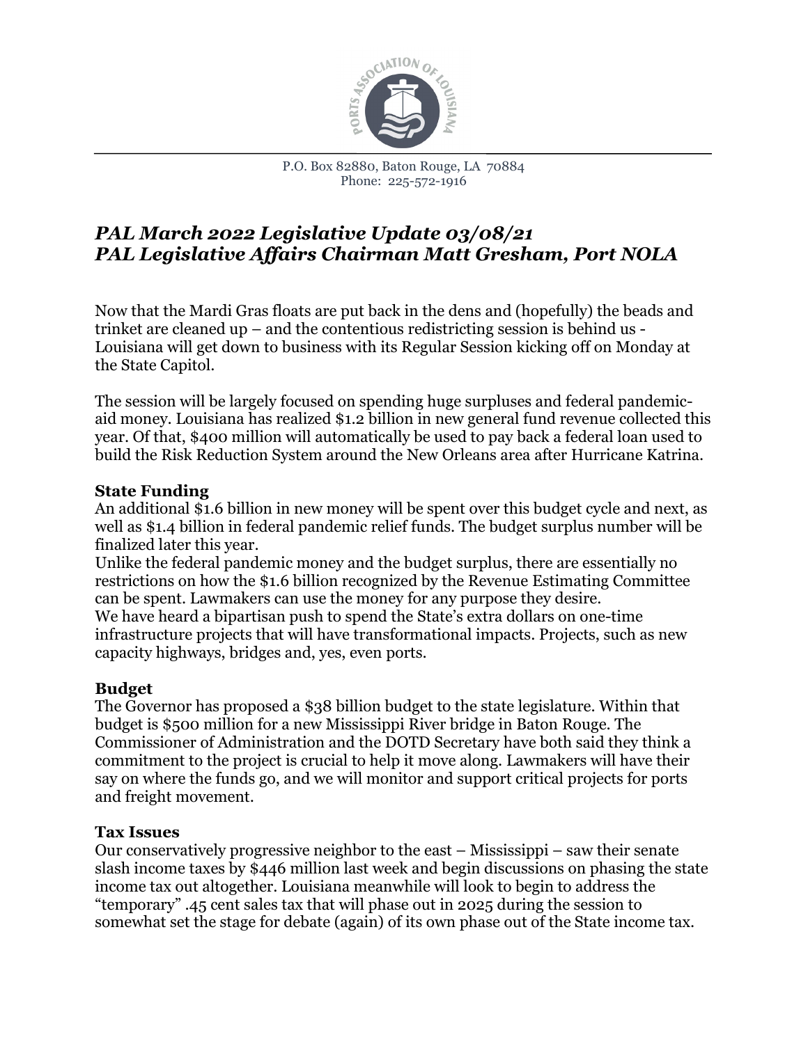P.O. Box 82880, Baton Rouge, LA 70884
Phone: 225-572-1916

## *PAL March 2022 Legislative Update 03/08/21*
## *PAL Legislative Affairs Chairman Matt Gresham, Port NOLA*

Now that the Mardi Gras floats are put back in the dens and (hopefully) the beads and trinket are cleaned up – and the contentious redistricting session is behind us - Louisiana will get down to business with its Regular Session kicking off on Monday at the State Capitol.

The session will be largely focused on spending huge surpluses and federal pandemic-aid money. Louisiana has realized $1.2 billion in new general fund revenue collected this year. Of that, $400 million will automatically be used to pay back a federal loan used to build the Risk Reduction System around the New Orleans area after Hurricane Katrina.

**State Funding**

An additional $1.6 billion in new money will be spent over this budget cycle and next, as well as $1.4 billion in federal pandemic relief funds. The budget surplus number will be finalized later this year.

Unlike the federal pandemic money and the budget surplus, there are essentially no restrictions on how the $1.6 billion recognized by the Revenue Estimating Committee can be spent. Lawmakers can use the money for any purpose they desire.

We have heard a bipartisan push to spend the State's extra dollars on one-time infrastructure projects that will have transformational impacts. Projects, such as new capacity highways, bridges and, yes, even ports.

**Budget**

The Governor has proposed a $38 billion budget to the state legislature. Within that budget is $500 million for a new Mississippi River bridge in Baton Rouge. The Commissioner of Administration and the DOTD Secretary have both said they think a commitment to the project is crucial to help it move along. Lawmakers will have their say on where the funds go, and we will monitor and support critical projects for ports and freight movement.

**Tax Issues**

Our conservatively progressive neighbor to the east – Mississippi – saw their senate slash income taxes by $446 million last week and begin discussions on phasing the state income tax out altogether. Louisiana meanwhile will look to begin to address the "temporary" .45 cent sales tax that will phase out in 2025 during the session to somewhat set the stage for debate (again) of its own phase out of the State income tax.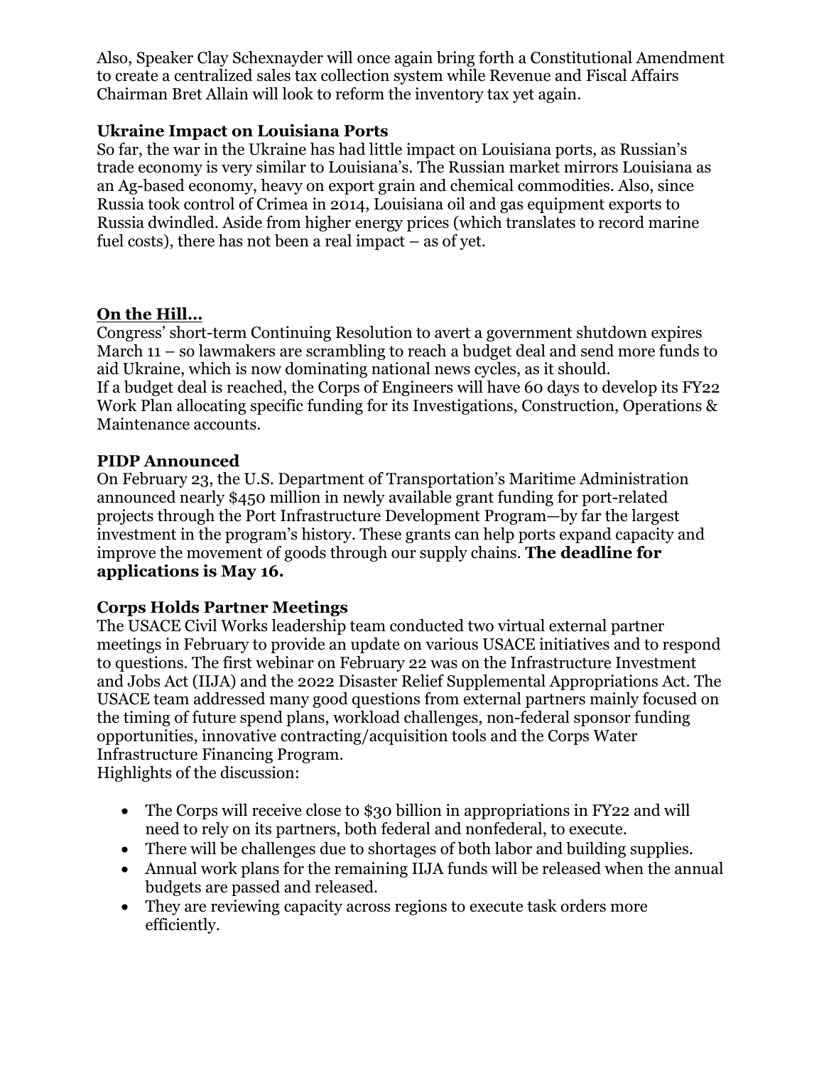Also, Speaker Clay Schexnayder will once again bring forth a Constitutional Amendment to create a centralized sales tax collection system while Revenue and Fiscal Affairs Chairman Bret Allain will look to reform the inventory tax yet again.

**Ukraine Impact on Louisiana Ports**

So far, the war in the Ukraine has had little impact on Louisiana ports, as Russian's trade economy is very similar to Louisiana's. The Russian market mirrors Louisiana as an Ag-based economy, heavy on export grain and chemical commodities. Also, since Russia took control of Crimea in 2014, Louisiana oil and gas equipment exports to Russia dwindled. Aside from higher energy prices (which translates to record marine fuel costs), there has not been a real impact – as of yet.

**On the Hill…**

Congress' short-term Continuing Resolution to avert a government shutdown expires March 11 – so lawmakers are scrambling to reach a budget deal and send more funds to aid Ukraine, which is now dominating national news cycles, as it should.

If a budget deal is reached, the Corps of Engineers will have 60 days to develop its FY22 Work Plan allocating specific funding for its Investigations, Construction, Operations & Maintenance accounts.

**PIDP Announced**

On February 23, the U.S. Department of Transportation's Maritime Administration announced nearly $450 million in newly available grant funding for port-related projects through the Port Infrastructure Development Program—by far the largest investment in the program's history. These grants can help ports expand capacity and improve the movement of goods through our supply chains. **The deadline for applications is May 16.**

**Corps Holds Partner Meetings**

The USACE Civil Works leadership team conducted two virtual external partner meetings in February to provide an update on various USACE initiatives and to respond to questions. The first webinar on February 22 was on the Infrastructure Investment and Jobs Act (IIJA) and the 2022 Disaster Relief Supplemental Appropriations Act. The USACE team addressed many good questions from external partners mainly focused on the timing of future spend plans, workload challenges, non-federal sponsor funding opportunities, innovative contracting/acquisition tools and the Corps Water Infrastructure Financing Program.

Highlights of the discussion:

- The Corps will receive close to $30 billion in appropriations in FY22 and will need to rely on its partners, both federal and nonfederal, to execute.
- There will be challenges due to shortages of both labor and building supplies.
- Annual work plans for the remaining IIJA funds will be released when the annual budgets are passed and released.
- They are reviewing capacity across regions to execute task orders more efficiently.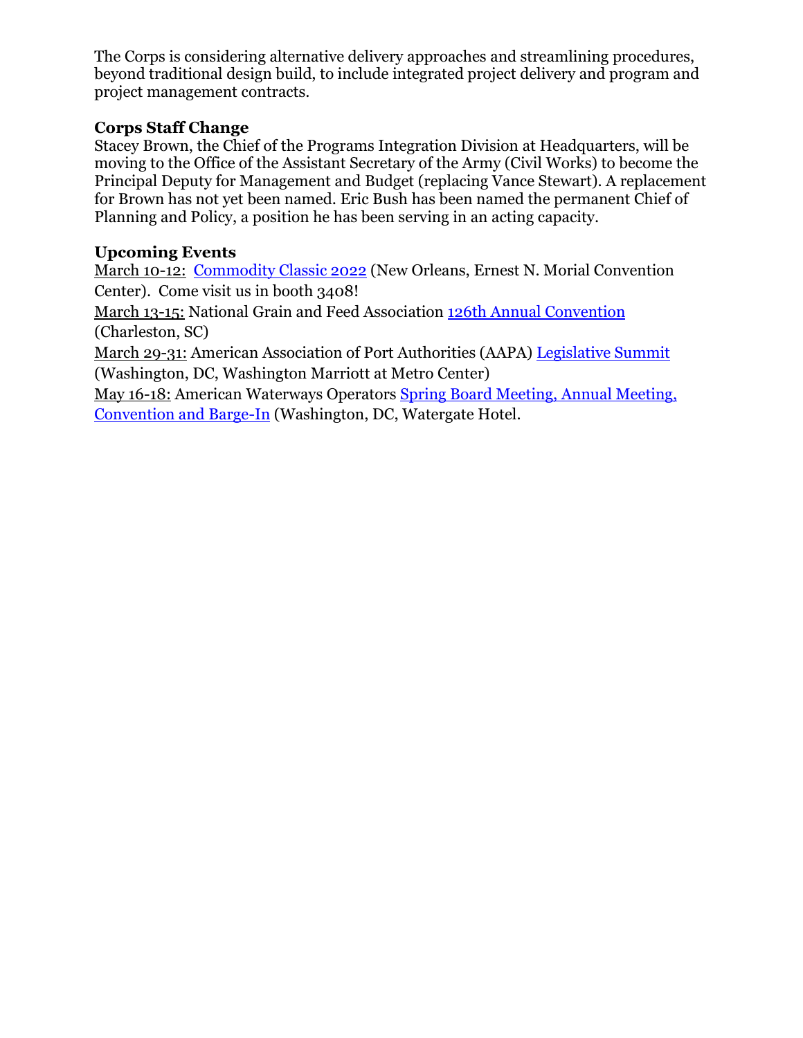The Corps is considering alternative delivery approaches and streamlining procedures, beyond traditional design build, to include integrated project delivery and program and project management contracts.

**Corps Staff Change**

Stacey Brown, the Chief of the Programs Integration Division at Headquarters, will be moving to the Office of the Assistant Secretary of the Army (Civil Works) to become the Principal Deputy for Management and Budget (replacing Vance Stewart). A replacement for Brown has not yet been named. Eric Bush has been named the permanent Chief of Planning and Policy, a position he has been serving in an acting capacity.

**Upcoming Events**

March 10-12: Commodity Classic 2022 (New Orleans, Ernest N. Morial Convention Center). Come visit us in booth 3408!

March 13-15: National Grain and Feed Association 126th Annual Convention (Charleston, SC)

March 29-31: American Association of Port Authorities (AAPA) Legislative Summit (Washington, DC, Washington Marriott at Metro Center)

May 16-18: American Waterways Operators Spring Board Meeting, Annual Meeting, Convention and Barge-In (Washington, DC, Watergate Hotel.